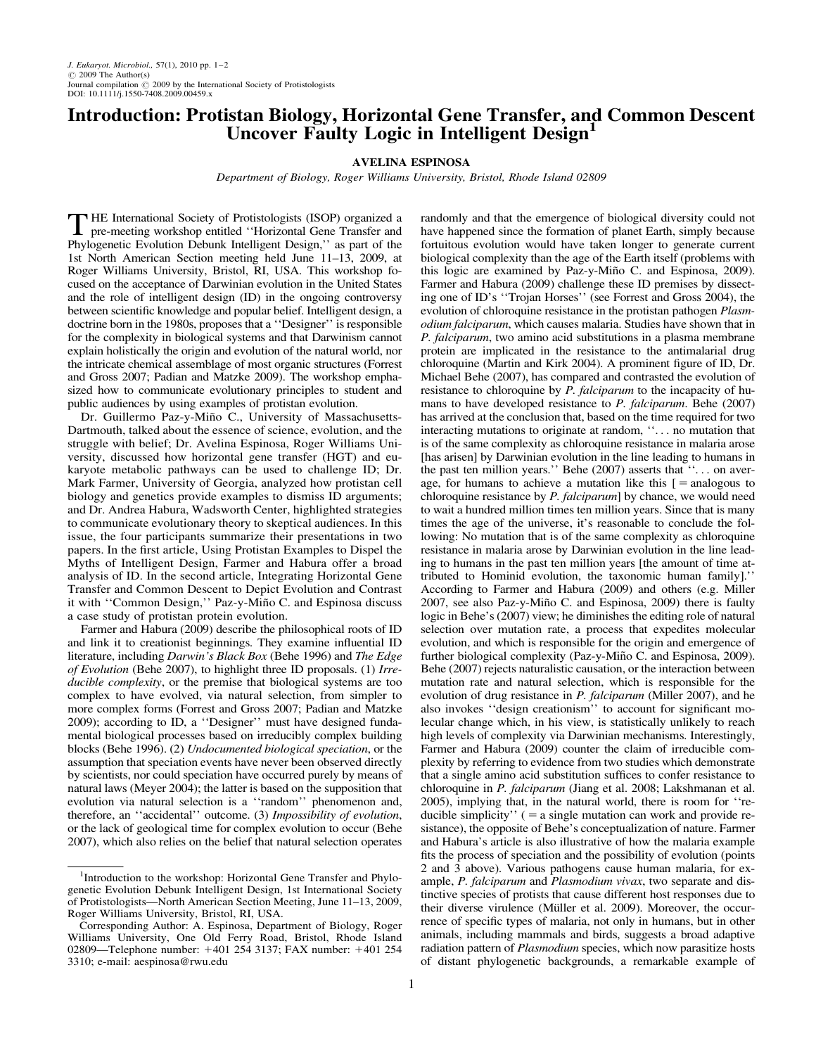# Introduction: Protistan Biology, Horizontal Gene Transfer, and Common Descent Uncover Faulty Logic in Intelligent Design[1]

AVELINA ESPINOSA

*Department of Biology, Roger Williams University, Bristol, Rhode Island 02809*

THE International Society of Protistologists (ISOP) organized a pre-meeting workshop entitled ''Horizontal Gene Transfer and Phylogenetic Evolution Debunk Intelligent Design,'' as part of the 1st North American Section meeting held June 11–13, 2009, at Roger Williams University, Bristol, RI, USA. This workshop focused on the acceptance of Darwinian evolution in the United States and the role of intelligent design (ID) in the ongoing controversy between scientific knowledge and popular belief. Intelligent design, a doctrine born in the 1980s, proposes that a ''Designer'' is responsible for the complexity in biological systems and that Darwinism cannot explain holistically the origin and evolution of the natural world, nor the intricate chemical assemblage of most organic structures (Forrest and Gross 2007; Padian and Matzke 2009). The workshop emphasized how to communicate evolutionary principles to student and public audiences by using examples of protistan evolution.

Dr. Guillermo Paz-y-Miño C., University of Massachusetts-Dartmouth, talked about the essence of science, evolution, and the struggle with belief; Dr. Avelina Espinosa, Roger Williams University, discussed how horizontal gene transfer (HGT) and eukaryote metabolic pathways can be used to challenge ID; Dr. Mark Farmer, University of Georgia, analyzed how protistan cell biology and genetics provide examples to dismiss ID arguments; and Dr. Andrea Habura, Wadsworth Center, highlighted strategies to communicate evolutionary theory to skeptical audiences. In this issue, the four participants summarize their presentations in two papers. In the first article, Using Protistan Examples to Dispel the Myths of Intelligent Design, Farmer and Habura offer a broad analysis of ID. In the second article, Integrating Horizontal Gene Transfer and Common Descent to Depict Evolution and Contrast it with ''Common Design,'' Paz-y-Miño C. and Espinosa discuss a case study of protistan protein evolution.

Farmer and Habura (2009) describe the philosophical roots of ID and link it to creationist beginnings. They examine influential ID literature, including *Darwin's Black Box* (Behe 1996) and *The Edge of Evolution* (Behe 2007), to highlight three ID proposals. (1) *Irreducible complexity*, or the premise that biological systems are too complex to have evolved, via natural selection, from simpler to more complex forms (Forrest and Gross 2007; Padian and Matzke 2009); according to ID, a ''Designer'' must have designed fundamental biological processes based on irreducibly complex building blocks (Behe 1996). (2) *Undocumented biological speciation*, or the assumption that speciation events have never been observed directly by scientists, nor could speciation have occurred purely by means of natural laws (Meyer 2004); the latter is based on the supposition that evolution via natural selection is a ''random'' phenomenon and, therefore, an ''accidental'' outcome. (3) *Impossibility of evolution*, or the lack of geological time for complex evolution to occur (Behe 2007), which also relies on the belief that natural selection operates randomly and that the emergence of biological diversity could not have happened since the formation of planet Earth, simply because fortuitous evolution would have taken longer to generate current biological complexity than the age of the Earth itself (problems with this logic are examined by Paz-y-Miño C. and Espinosa, 2009). Farmer and Habura (2009) challenge these ID premises by dissecting one of ID's ''Trojan Horses'' (see Forrest and Gross 2004), the evolution of chloroquine resistance in the protistan pathogen *Plasmodium falciparum*, which causes malaria. Studies have shown that in *P. falciparum*, two amino acid substitutions in a plasma membrane protein are implicated in the resistance to the antimalarial drug chloroquine (Martin and Kirk 2004). A prominent figure of ID, Dr. Michael Behe (2007), has compared and contrasted the evolution of resistance to chloroquine by *P. falciparum* to the incapacity of humans to have developed resistance to *P. falciparum*. Behe (2007) has arrived at the conclusion that, based on the time required for two interacting mutations to originate at random, ''. . . no mutation that is of the same complexity as chloroquine resistance in malaria arose [has arisen] by Darwinian evolution in the line leading to humans in the past ten million years.'' Behe (2007) asserts that ''. . . on average, for humans to achieve a mutation like this [ = analogous to chloroquine resistance by *P. falciparum*] by chance, we would need to wait a hundred million times ten million years. Since that is many times the age of the universe, it's reasonable to conclude the following: No mutation that is of the same complexity as chloroquine resistance in malaria arose by Darwinian evolution in the line leading to humans in the past ten million years [the amount of time attributed to Hominid evolution, the taxonomic human family].'' According to Farmer and Habura (2009) and others (e.g. Miller 2007, see also Paz-y-Miño C. and Espinosa, 2009) there is faulty logic in Behe's (2007) view; he diminishes the editing role of natural selection over mutation rate, a process that expedites molecular evolution, and which is responsible for the origin and emergence of further biological complexity (Paz-y-Miño C. and Espinosa, 2009). Behe (2007) rejects naturalistic causation, or the interaction between mutation rate and natural selection, which is responsible for the evolution of drug resistance in *P. falciparum* (Miller 2007), and he also invokes ''design creationism'' to account for significant molecular change which, in his view, is statistically unlikely to reach high levels of complexity via Darwinian mechanisms. Interestingly, Farmer and Habura (2009) counter the claim of irreducible complexity by referring to evidence from two studies which demonstrate that a single amino acid substitution suffices to confer resistance to chloroquine in *P. falciparum* (Jiang et al. 2008; Lakshmanan et al. 2005), implying that, in the natural world, there is room for ''reducible simplicity'' ( = a single mutation can work and provide resistance), the opposite of Behe's conceptualization of nature. Farmer and Habura's article is also illustrative of how the malaria example fits the process of speciation and the possibility of evolution (points 2 and 3 above). Various pathogens cause human malaria, for example, *P. falciparum* and *Plasmodium vivax*, two separate and distinctive species of protists that cause different host responses due to their diverse virulence (Müller et al. 2009). Moreover, the occurrence of specific types of malaria, not only in humans, but in other animals, including mammals and birds, suggests a broad adaptive radiation pattern of *Plasmodium* species, which now parasitize hosts of distant phylogenetic backgrounds, a remarkable example of

---

[1]Introduction to the workshop: Horizontal Gene Transfer and Phylogenetic Evolution Debunk Intelligent Design, 1st International Society of Protistologists—North American Section Meeting, June 11–13, 2009, Roger Williams University, Bristol, RI, USA.

Corresponding Author: A. Espinosa, Department of Biology, Roger Williams University, One Old Ferry Road, Bristol, Rhode Island 02809—Telephone number: +401 254 3137; FAX number: +401 254 3310; e-mail: aespinosa@rwu.edu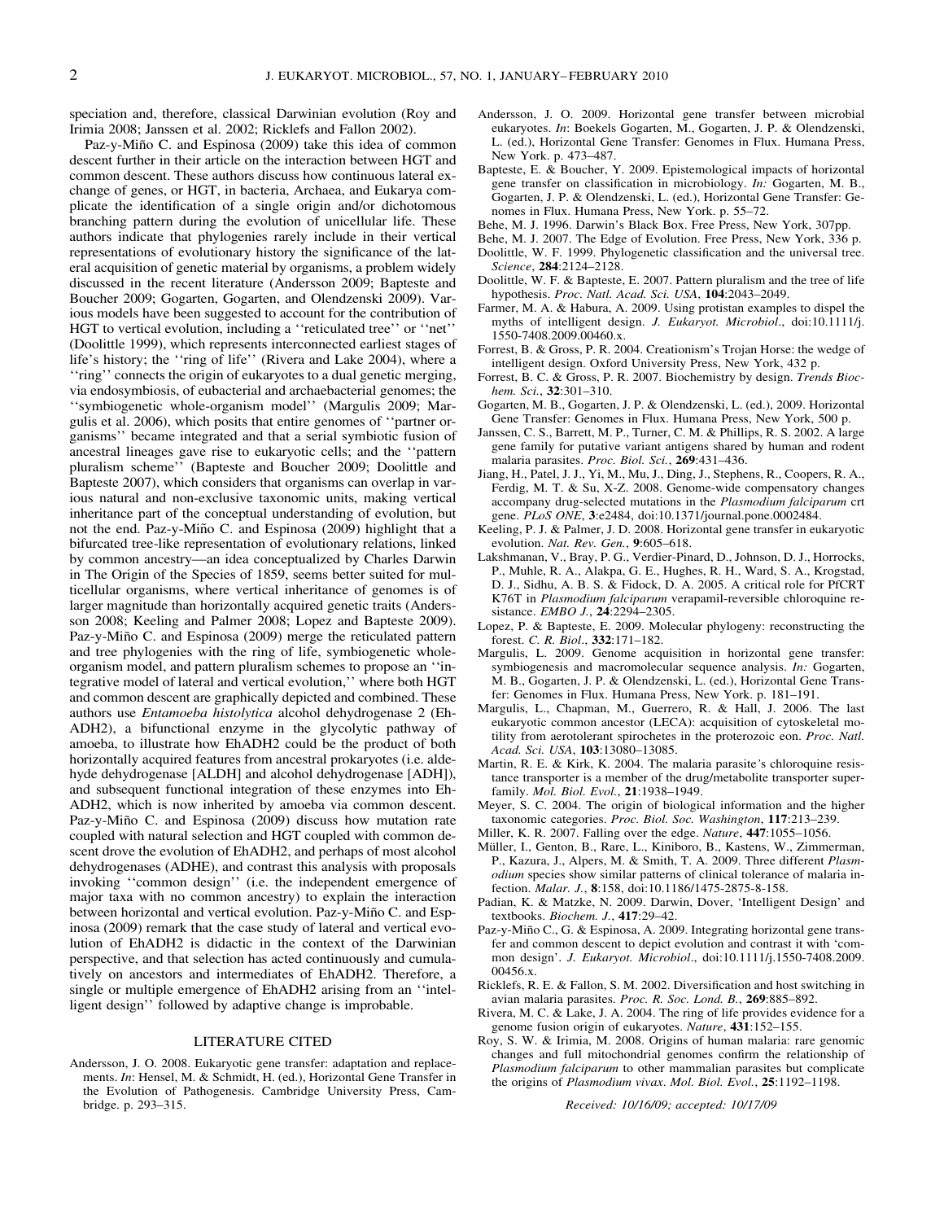speciation and, therefore, classical Darwinian evolution (Roy and Irimia 2008; Janssen et al. 2002; Ricklefs and Fallon 2002).

Paz-y-Miño C. and Espinosa (2009) take this idea of common descent further in their article on the interaction between HGT and common descent. These authors discuss how continuous lateral exchange of genes, or HGT, in bacteria, Archaea, and Eukarya complicate the identification of a single origin and/or dichotomous branching pattern during the evolution of unicellular life. These authors indicate that phylogenies rarely include in their vertical representations of evolutionary history the significance of the lateral acquisition of genetic material by organisms, a problem widely discussed in the recent literature (Andersson 2009; Bapteste and Boucher 2009; Gogarten, Gogarten, and Olendzenski 2009). Various models have been suggested to account for the contribution of HGT to vertical evolution, including a ''reticulated tree'' or ''net'' (Doolittle 1999), which represents interconnected earliest stages of life's history; the ''ring of life'' (Rivera and Lake 2004), where a ''ring'' connects the origin of eukaryotes to a dual genetic merging, via endosymbiosis, of eubacterial and archaebacterial genomes; the ''symbiogenetic whole-organism model'' (Margulis 2009; Margulis et al. 2006), which posits that entire genomes of ''partner organisms'' became integrated and that a serial symbiotic fusion of ancestral lineages gave rise to eukaryotic cells; and the ''pattern pluralism scheme'' (Bapteste and Boucher 2009; Doolittle and Bapteste 2007), which considers that organisms can overlap in various natural and non-exclusive taxonomic units, making vertical inheritance part of the conceptual understanding of evolution, but not the end. Paz-y-Miño C. and Espinosa (2009) highlight that a bifurcated tree-like representation of evolutionary relations, linked by common ancestry—an idea conceptualized by Charles Darwin in The Origin of the Species of 1859, seems better suited for multicellular organisms, where vertical inheritance of genomes is of larger magnitude than horizontally acquired genetic traits (Andersson 2008; Keeling and Palmer 2008; Lopez and Bapteste 2009). Paz-y-Miño C. and Espinosa (2009) merge the reticulated pattern and tree phylogenies with the ring of life, symbiogenetic whole-organism model, and pattern pluralism schemes to propose an ''integrative model of lateral and vertical evolution,'' where both HGT and common descent are graphically depicted and combined. These authors use *Entamoeba histolytica* alcohol dehydrogenase 2 (EhADH2), a bifunctional enzyme in the glycolytic pathway of amoeba, to illustrate how EhADH2 could be the product of both horizontally acquired features from ancestral prokaryotes (i.e. aldehyde dehydrogenase [ALDH] and alcohol dehydrogenase [ADH]), and subsequent functional integration of these enzymes into EhADH2, which is now inherited by amoeba via common descent. Paz-y-Miño C. and Espinosa (2009) discuss how mutation rate coupled with natural selection and HGT coupled with common descent drove the evolution of EhADH2, and perhaps of most alcohol dehydrogenases (ADHE), and contrast this analysis with proposals invoking ''common design'' (i.e. the independent emergence of major taxa with no common ancestry) to explain the interaction between horizontal and vertical evolution. Paz-y-Miño C. and Espinosa (2009) remark that the case study of lateral and vertical evolution of EhADH2 is didactic in the context of the Darwinian perspective, and that selection has acted continuously and cumulatively on ancestors and intermediates of EhADH2. Therefore, a single or multiple emergence of EhADH2 arising from an ''intelligent design'' followed by adaptive change is improbable.

## LITERATURE CITED

Andersson, J. O. 2008. Eukaryotic gene transfer: adaptation and replacements. *In*: Hensel, M. & Schmidt, H. (ed.), Horizontal Gene Transfer in the Evolution of Pathogenesis. Cambridge University Press, Cambridge. p. 293–315.

Andersson, J. O. 2009. Horizontal gene transfer between microbial eukaryotes. *In*: Boekels Gogarten, M., Gogarten, J. P. & Olendzenski, L. (ed.), Horizontal Gene Transfer: Genomes in Flux. Humana Press, New York. p. 473–487.

Bapteste, E. & Boucher, Y. 2009. Epistemological impacts of horizontal gene transfer on classification in microbiology. *In:* Gogarten, M. B., Gogarten, J. P. & Olendzenski, L. (ed.), Horizontal Gene Transfer: Genomes in Flux. Humana Press, New York. p. 55–72.

Behe, M. J. 1996. Darwin's Black Box. Free Press, New York, 307pp.

Behe, M. J. 2007. The Edge of Evolution. Free Press, New York, 336 p.

Doolittle, W. F. 1999. Phylogenetic classification and the universal tree. *Science*, **284**:2124–2128.

Doolittle, W. F. & Bapteste, E. 2007. Pattern pluralism and the tree of life hypothesis. *Proc. Natl. Acad. Sci. USA*, **104**:2043–2049.

Farmer, M. A. & Habura, A. 2009. Using protistan examples to dispel the myths of intelligent design. *J. Eukaryot. Microbiol*., doi:10.1111/j.1550-7408.2009.00460.x.

Forrest, B. & Gross, P. R. 2004. Creationism's Trojan Horse: the wedge of intelligent design. Oxford University Press, New York, 432 p.

Forrest, B. C. & Gross, P. R. 2007. Biochemistry by design. *Trends Biochem. Sci*., **32**:301–310.

Gogarten, M. B., Gogarten, J. P. & Olendzenski, L. (ed.), 2009. Horizontal Gene Transfer: Genomes in Flux. Humana Press, New York, 500 p.

Janssen, C. S., Barrett, M. P., Turner, C. M. & Phillips, R. S. 2002. A large gene family for putative variant antigens shared by human and rodent malaria parasites. *Proc. Biol. Sci.*, **269**:431–436.

Jiang, H., Patel, J. J., Yi, M., Mu, J., Ding, J., Stephens, R., Coopers, R. A., Ferdig, M. T. & Su, X-Z. 2008. Genome-wide compensatory changes accompany drug-selected mutations in the *Plasmodium falciparum* crt gene. *PLoS ONE*, **3**:e2484, doi:10.1371/journal.pone.0002484.

Keeling, P. J. & Palmer, J. D. 2008. Horizontal gene transfer in eukaryotic evolution. *Nat. Rev. Gen.*, **9**:605–618.

Lakshmanan, V., Bray, P. G., Verdier-Pinard, D., Johnson, D. J., Horrocks, P., Muhle, R. A., Alakpa, G. E., Hughes, R. H., Ward, S. A., Krogstad, D. J., Sidhu, A. B. S. & Fidock, D. A. 2005. A critical role for PfCRT K76T in *Plasmodium falciparum* verapamil-reversible chloroquine resistance. *EMBO J.*, **24**:2294–2305.

Lopez, P. & Bapteste, E. 2009. Molecular phylogeny: reconstructing the forest. *C. R. Biol*., **332**:171–182.

Margulis, L. 2009. Genome acquisition in horizontal gene transfer: symbiogenesis and macromolecular sequence analysis. *In:* Gogarten, M. B., Gogarten, J. P. & Olendzenski, L. (ed.), Horizontal Gene Transfer: Genomes in Flux. Humana Press, New York. p. 181–191.

Margulis, L., Chapman, M., Guerrero, R. & Hall, J. 2006. The last eukaryotic common ancestor (LECA): acquisition of cytoskeletal motility from aerotolerant spirochetes in the proterozoic eon. *Proc. Natl. Acad. Sci. USA*, **103**:13080–13085.

Martin, R. E. & Kirk, K. 2004. The malaria parasite's chloroquine resistance transporter is a member of the drug/metabolite transporter superfamily. *Mol. Biol. Evol.*, **21**:1938–1949.

Meyer, S. C. 2004. The origin of biological information and the higher taxonomic categories. *Proc. Biol. Soc. Washington*, **117**:213–239.

Miller, K. R. 2007. Falling over the edge. *Nature*, **447**:1055–1056.

Müller, I., Genton, B., Rare, L., Kiniboro, B., Kastens, W., Zimmerman, P., Kazura, J., Alpers, M. & Smith, T. A. 2009. Three different *Plasmodium* species show similar patterns of clinical tolerance of malaria infection. *Malar. J.*, **8**:158, doi:10.1186/1475-2875-8-158.

Padian, K. & Matzke, N. 2009. Darwin, Dover, 'Intelligent Design' and textbooks. *Biochem. J.*, **417**:29–42.

Paz-y-Miño C., G. & Espinosa, A. 2009. Integrating horizontal gene transfer and common descent to depict evolution and contrast it with 'common design'. *J. Eukaryot. Microbiol*., doi:10.1111/j.1550-7408.2009.00456.x.

Ricklefs, R. E. & Fallon, S. M. 2002. Diversification and host switching in avian malaria parasites. *Proc. R. Soc. Lond. B.*, **269**:885–892.

Rivera, M. C. & Lake, J. A. 2004. The ring of life provides evidence for a genome fusion origin of eukaryotes. *Nature*, **431**:152–155.

Roy, S. W. & Irimia, M. 2008. Origins of human malaria: rare genomic changes and full mitochondrial genomes confirm the relationship of *Plasmodium falciparum* to other mammalian parasites but complicate the origins of *Plasmodium vivax*. *Mol. Biol. Evol.*, **25**:1192–1198.

*Received: 10/16/09; accepted: 10/17/09*